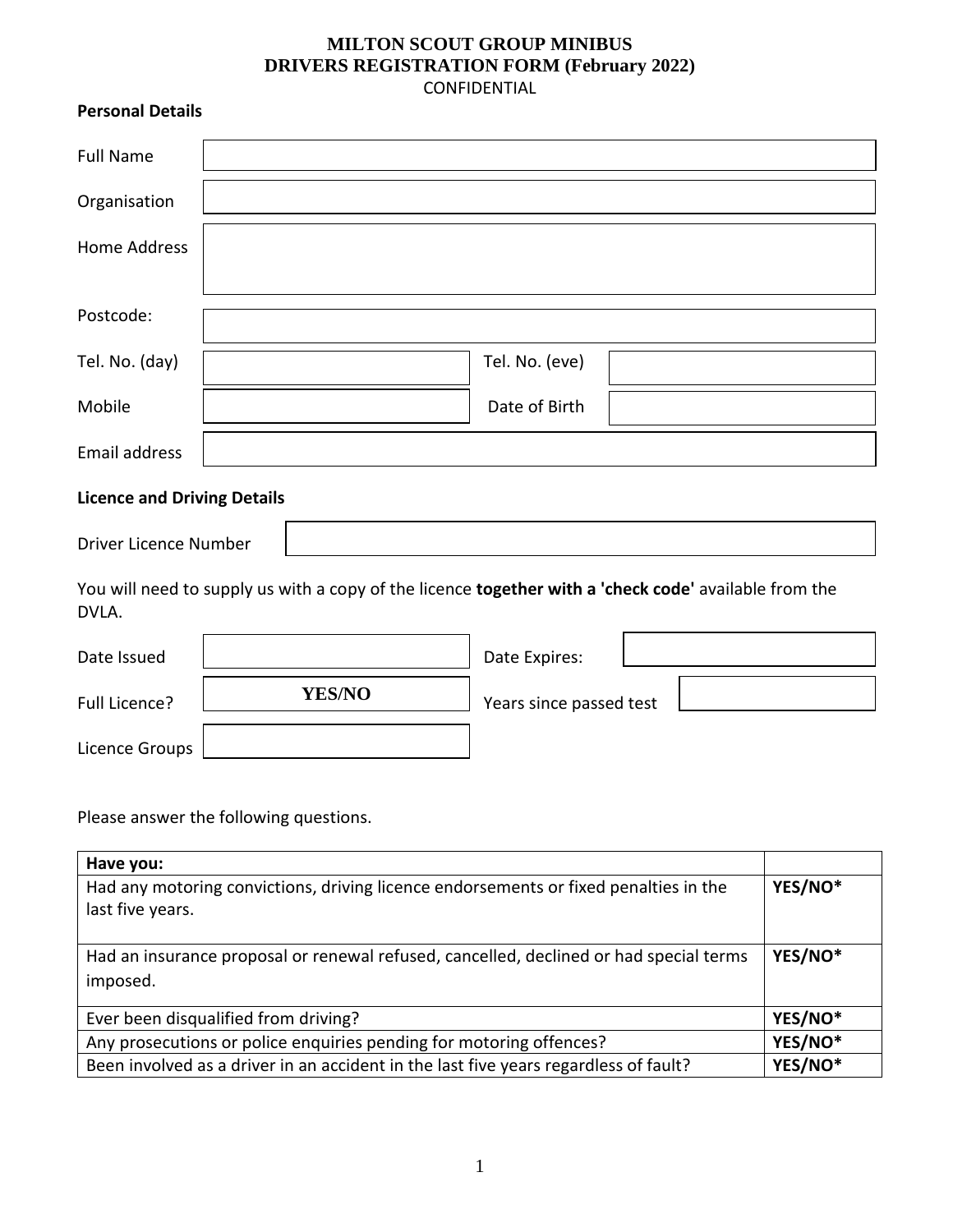# MILTON SCOUT GROUP MINIBUS
# DRIVERS REGISTRATION FORM (February 2022)

CONFIDENTIAL

**Personal Details**

| | | | |
|---|---|---|---|
| Full Name | | | |
| Organisation | | | |
| Home Address | | | |
| Postcode: | | | |
| Tel. No. (day) | | Tel. No. (eve) | |
| Mobile | | Date of Birth | |
| Email address | | | |

**Licence and Driving Details**

| | |
|---|---|
| Driver Licence Number | |

You will need to supply us with a copy of the licence **together with a 'check code'** available from the DVLA.

| | | | |
|---|---|---|---|
| Date Issued | | Date Expires: | |
| Full Licence? | **YES/NO** | Years since passed test | |
| Licence Groups | | | |

Please answer the following questions.

| **Have you:** | |
|---|---|
| Had any motoring convictions, driving licence endorsements or fixed penalties in the last five years. | **YES/NO*** |
| Had an insurance proposal or renewal refused, cancelled, declined or had special terms imposed. | **YES/NO*** |
| Ever been disqualified from driving? | **YES/NO*** |
| Any prosecutions or police enquiries pending for motoring offences? | **YES/NO*** |
| Been involved as a driver in an accident in the last five years regardless of fault? | **YES/NO*** |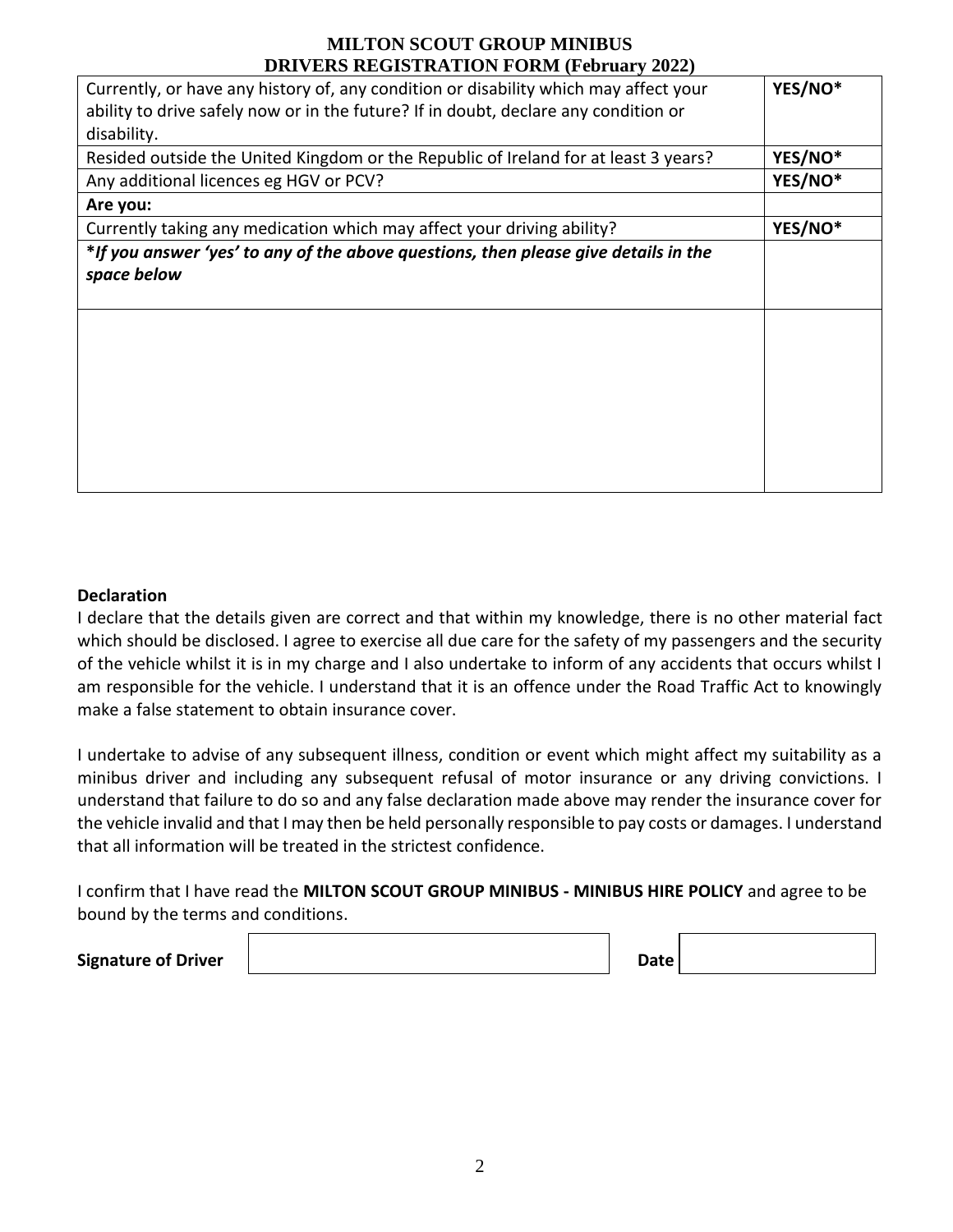**MILTON SCOUT GROUP MINIBUS**
**DRIVERS REGISTRATION FORM (February 2022)**

| | |
|---|---|
| Currently, or have any history of, any condition or disability which may affect your ability to drive safely now or in the future? If in doubt, declare any condition or disability. | **YES/NO*** |
| Resided outside the United Kingdom or the Republic of Ireland for at least 3 years? | **YES/NO*** |
| Any additional licences eg HGV or PCV? | **YES/NO*** |
| **Are you:** | |
| Currently taking any medication which may affect your driving ability? | **YES/NO*** |
| ***If you answer 'yes' to any of the above questions, then please give details in the space below*** | |
| | |

**Declaration**

I declare that the details given are correct and that within my knowledge, there is no other material fact which should be disclosed. I agree to exercise all due care for the safety of my passengers and the security of the vehicle whilst it is in my charge and I also undertake to inform of any accidents that occurs whilst I am responsible for the vehicle. I understand that it is an offence under the Road Traffic Act to knowingly make a false statement to obtain insurance cover.

I undertake to advise of any subsequent illness, condition or event which might affect my suitability as a minibus driver and including any subsequent refusal of motor insurance or any driving convictions. I understand that failure to do so and any false declaration made above may render the insurance cover for the vehicle invalid and that I may then be held personally responsible to pay costs or damages. I understand that all information will be treated in the strictest confidence.

I confirm that I have read the **MILTON SCOUT GROUP MINIBUS - MINIBUS HIRE POLICY** and agree to be bound by the terms and conditions.

**Signature of Driver** ____________________ **Date** ____________